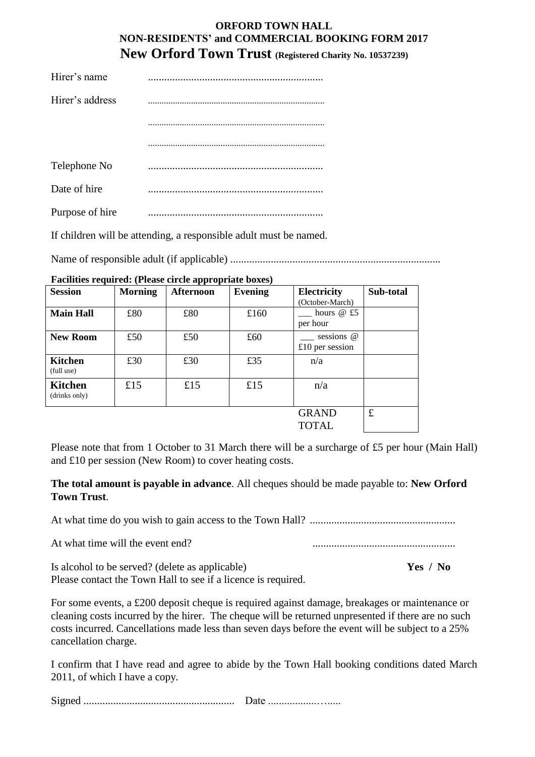# ORFORD TOWN HALL
## NON-RESIDENTS' and COMMERCIAL BOOKING FORM 2017
## New Orford Town Trust (Registered Charity No. 10537239)

Hirer's name .................................................................

Hirer's address .................................................................

.................................................................

.................................................................

Telephone No .................................................................

Date of hire .................................................................

Purpose of hire .................................................................

If children will be attending, a responsible adult must be named.

Name of responsible adult (if applicable) ..............................................................................

**Facilities required: (Please circle appropriate boxes)**

| Session | Morning | Afternoon | Evening | Electricity (October-March) | Sub-total |
|---|---|---|---|---|---|
| **Main Hall** | £80 | £80 | £160 | ___ hours @ £5 per hour | |
| **New Room** | £50 | £50 | £60 | ___ sessions @ £10 per session | |
| **Kitchen** (full use) | £30 | £30 | £35 | n/a | |
| **Kitchen** (drinks only) | £15 | £15 | £15 | n/a | |
| | | | | GRAND TOTAL | £ |

Please note that from 1 October to 31 March there will be a surcharge of £5 per hour (Main Hall) and £10 per session (New Room) to cover heating costs.

**The total amount is payable in advance**. All cheques should be made payable to: **New Orford Town Trust**.

At what time do you wish to gain access to the Town Hall? .....................................................

At what time will the event end? .....................................................

Is alcohol to be served? (delete as applicable) **Yes / No**
Please contact the Town Hall to see if a licence is required.

For some events, a £200 deposit cheque is required against damage, breakages or maintenance or cleaning costs incurred by the hirer. The cheque will be returned unpresented if there are no such costs incurred. Cancellations made less than seven days before the event will be subject to a 25% cancellation charge.

I confirm that I have read and agree to abide by the Town Hall booking conditions dated March 2011, of which I have a copy.

Signed ....................................................... Date ........................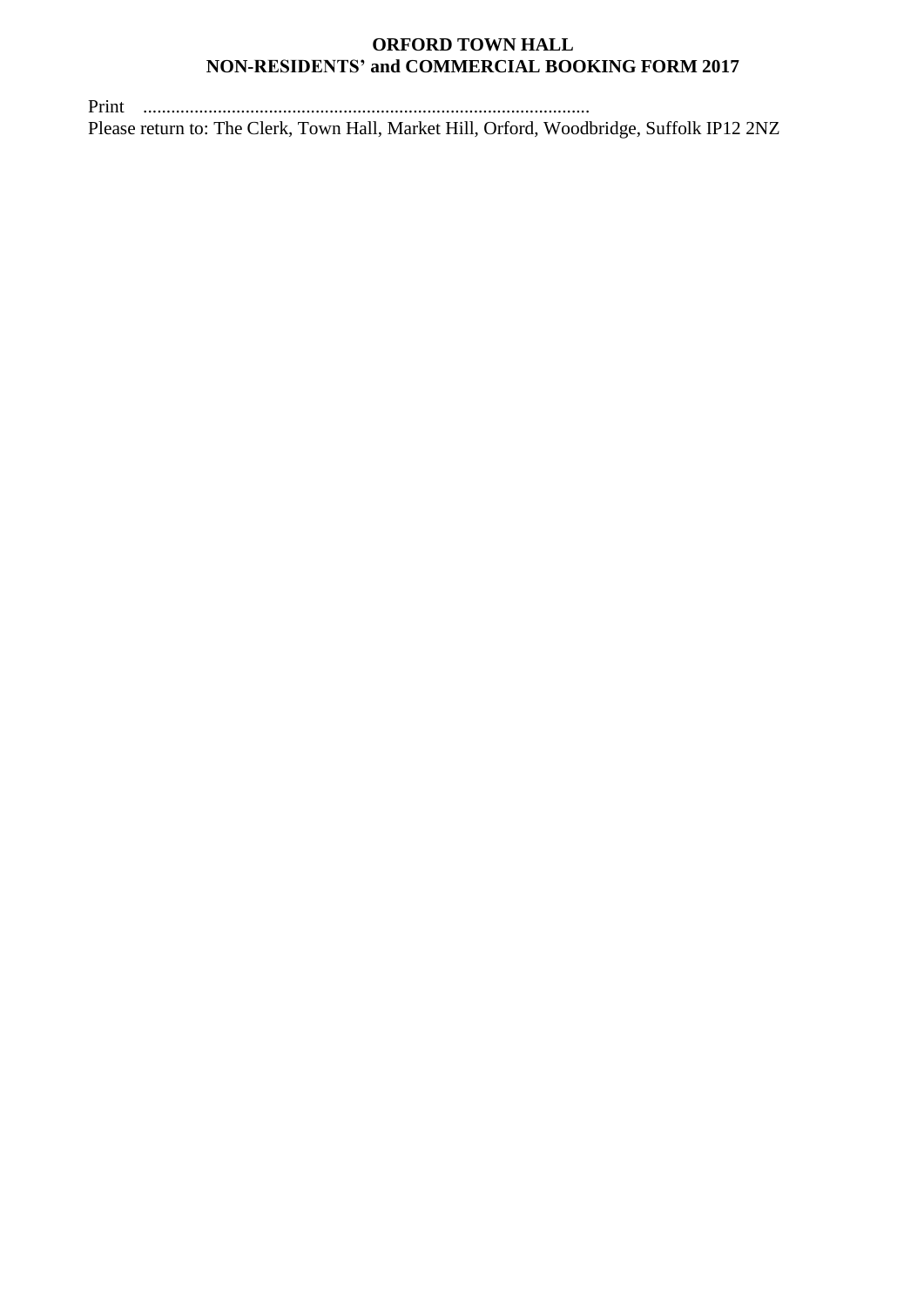**ORFORD TOWN HALL**
**NON-RESIDENTS' and COMMERCIAL BOOKING FORM 2017**

Print ..................................................................................................

Please return to: The Clerk, Town Hall, Market Hill, Orford, Woodbridge, Suffolk IP12 2NZ